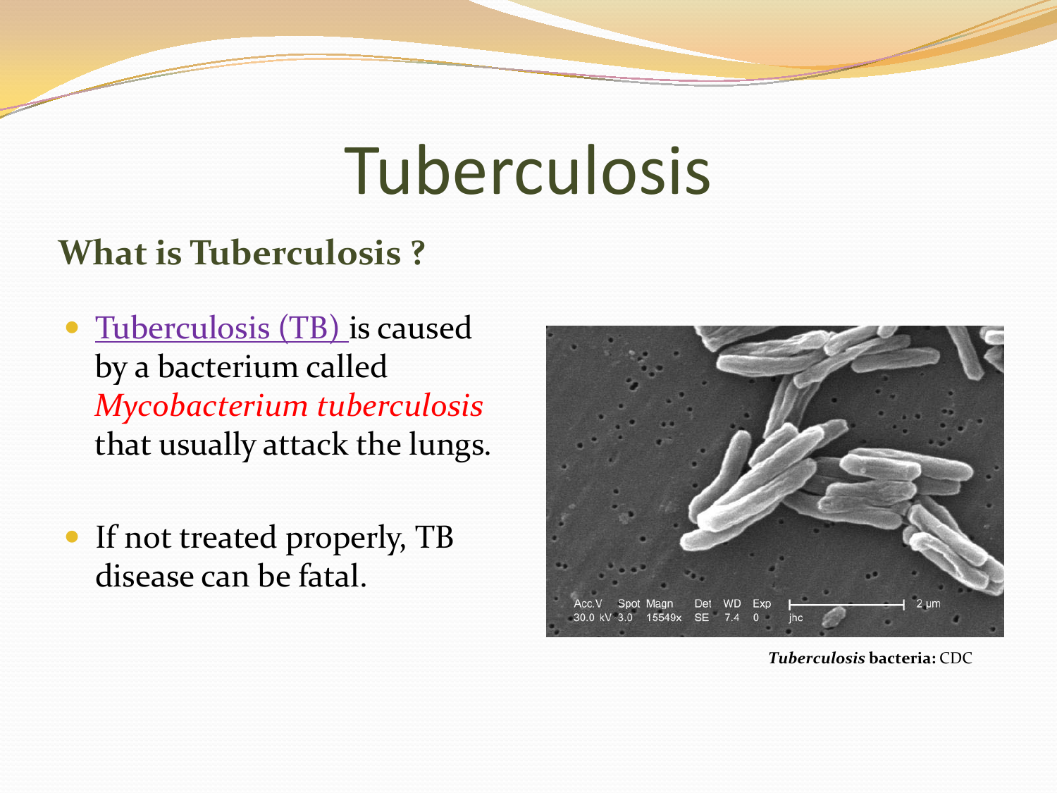# Tuberculosis

## What is Tuberculosis ?

- Tuberculosis (TB) is caused by a bacterium called *Mycobacterium tuberculosis* that usually attack the lungs.
- If not treated properly, TB disease can be fatal.

***Tuberculosis*** **bacteria:** CDC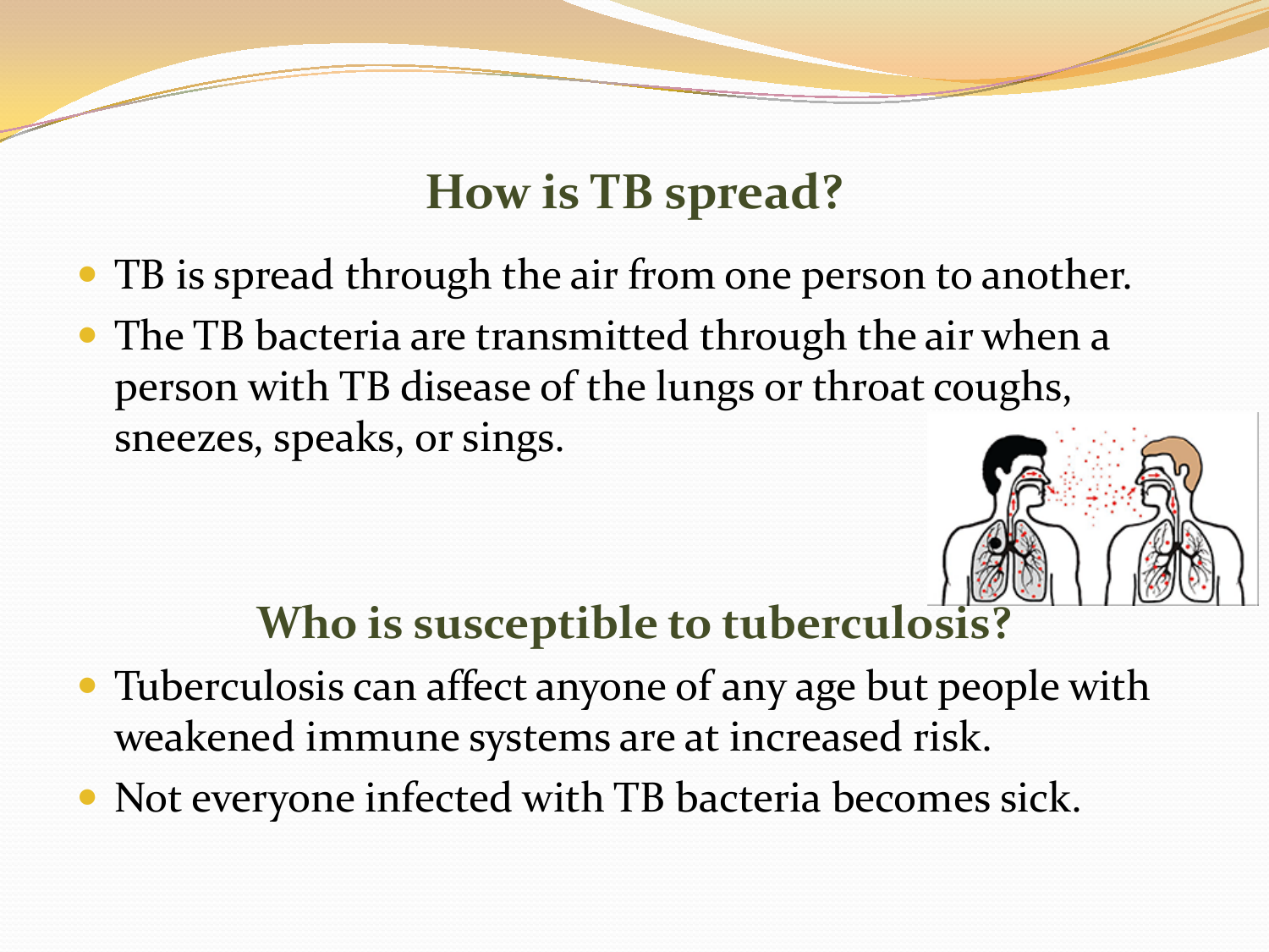## How is TB spread?

- TB is spread through the air from one person to another.
- The TB bacteria are transmitted through the air when a person with TB disease of the lungs or throat coughs, sneezes, speaks, or sings.

## Who is susceptible to tuberculosis?

- Tuberculosis can affect anyone of any age but people with weakened immune systems are at increased risk.
- Not everyone infected with TB bacteria becomes sick.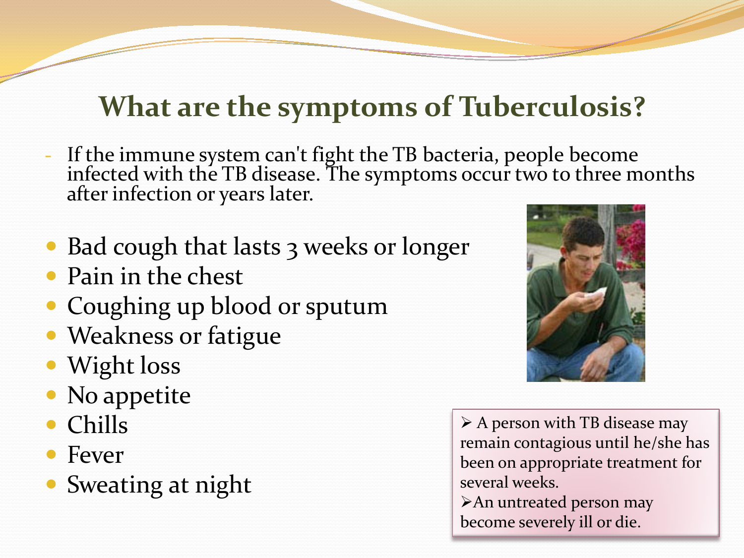## What are the symptoms of Tuberculosis?

- If the immune system can't fight the TB bacteria, people become infected with the TB disease. The symptoms occur two to three months after infection or years later.

- Bad cough that lasts 3 weeks or longer
- Pain in the chest
- Coughing up blood or sputum
- Weakness or fatigue
- Wight loss
- No appetite
- Chills
- Fever
- Sweating at night

> - A person with TB disease may remain contagious until he/she has been on appropriate treatment for several weeks.
> - An untreated person may become severely ill or die.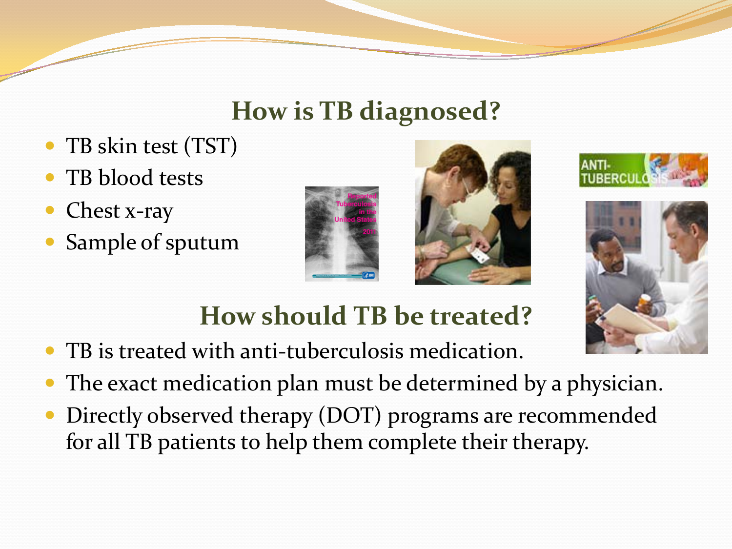## How is TB diagnosed?

- TB skin test (TST)
- TB blood tests
- Chest x-ray
- Sample of sputum

## How should TB be treated?

- TB is treated with anti-tuberculosis medication.
- The exact medication plan must be determined by a physician.
- Directly observed therapy (DOT) programs are recommended for all TB patients to help them complete their therapy.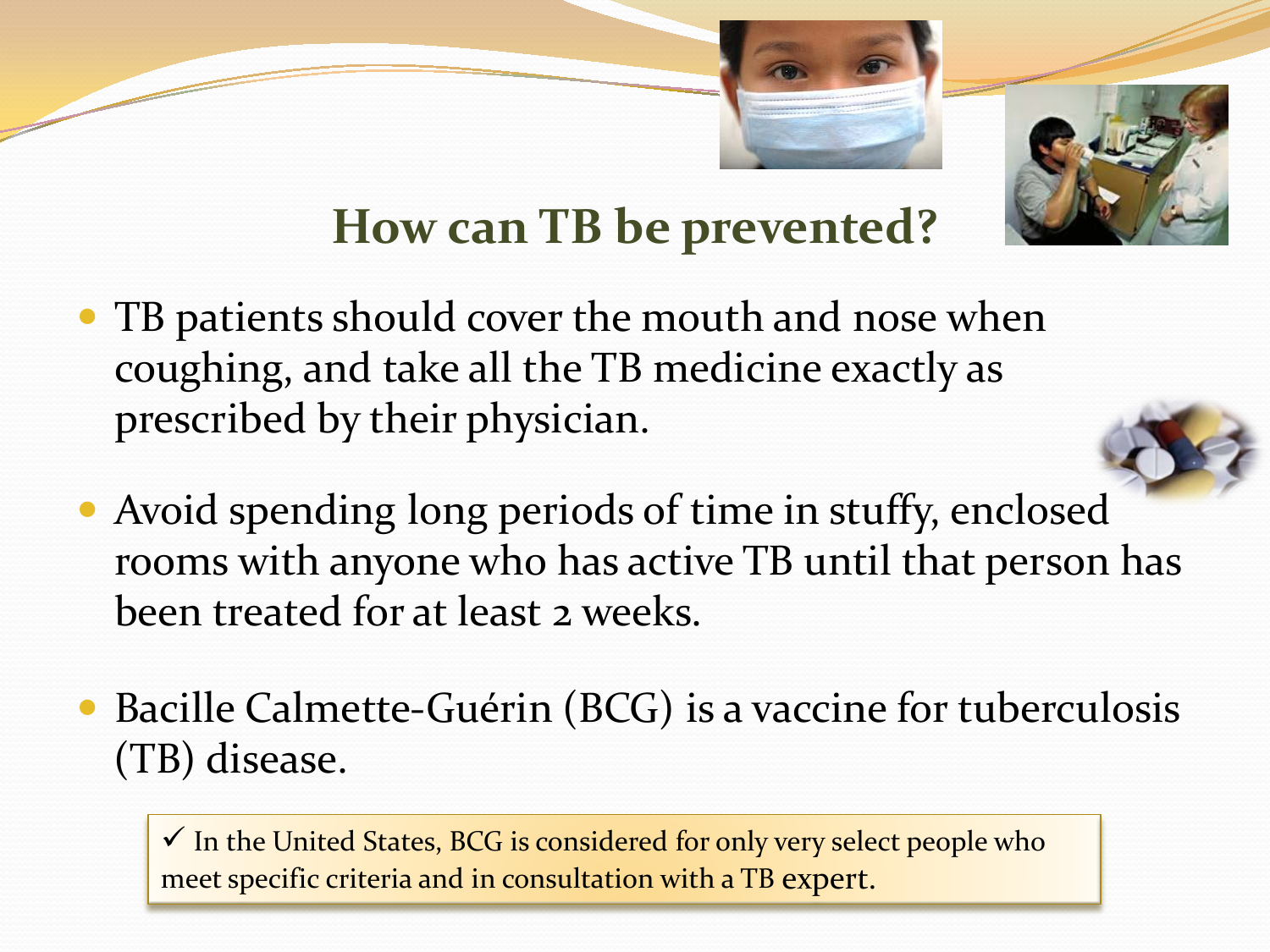# How can TB be prevented?

- TB patients should cover the mouth and nose when coughing, and take all the TB medicine exactly as prescribed by their physician.
- Avoid spending long periods of time in stuffy, enclosed rooms with anyone who has active TB until that person has been treated for at least 2 weeks.
- Bacille Calmette-Guérin (BCG) is a vaccine for tuberculosis (TB) disease.

> ✓ In the United States, BCG is considered for only very select people who meet specific criteria and in consultation with a TB expert.